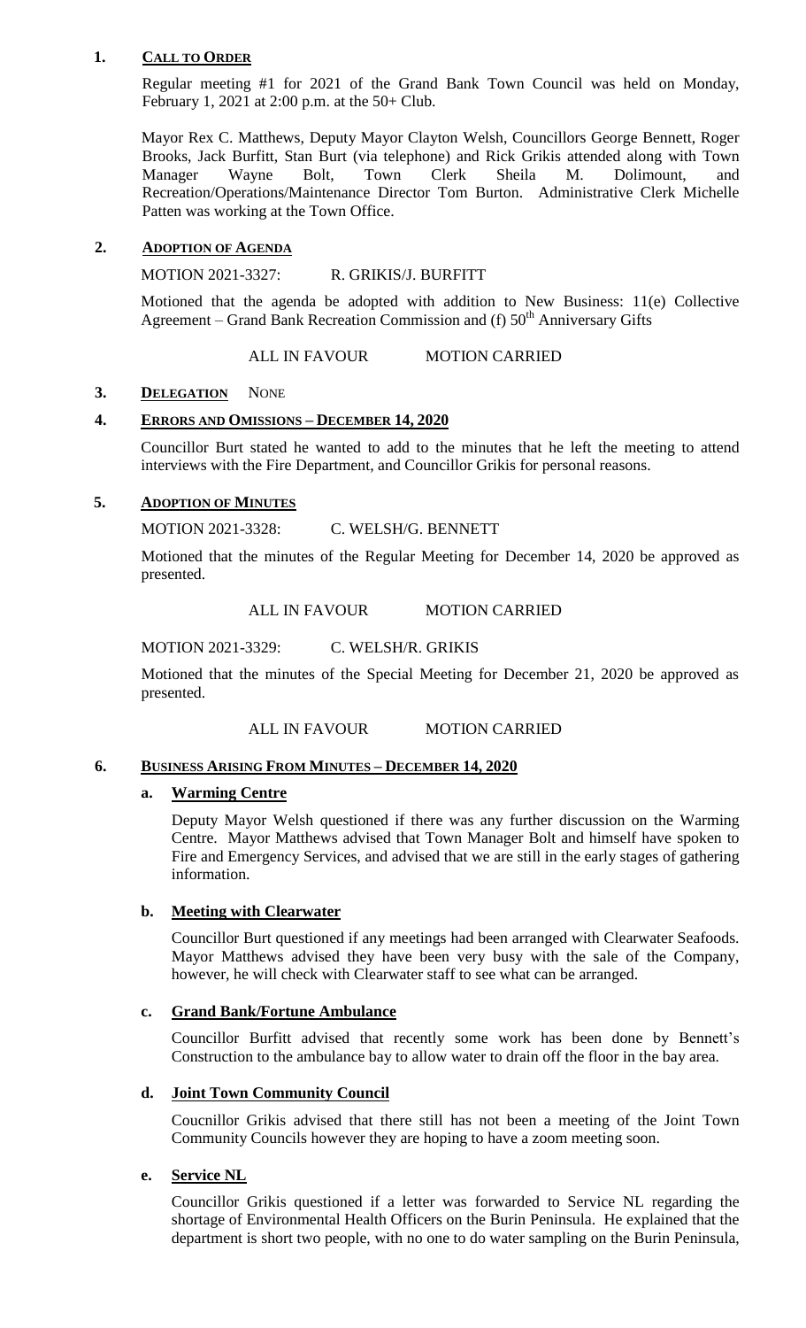## 1. CALL TO ORDER

Regular meeting #1 for 2021 of the Grand Bank Town Council was held on Monday, February 1, 2021 at 2:00 p.m. at the 50+ Club.

Mayor Rex C. Matthews, Deputy Mayor Clayton Welsh, Councillors George Bennett, Roger Brooks, Jack Burfitt, Stan Burt (via telephone) and Rick Grikis attended along with Town Manager Wayne Bolt, Town Clerk Sheila M. Dolimount, and Recreation/Operations/Maintenance Director Tom Burton. Administrative Clerk Michelle Patten was working at the Town Office.

## 2. ADOPTION OF AGENDA

MOTION 2021-3327: R. GRIKIS/J. BURFITT

Motioned that the agenda be adopted with addition to New Business: 11(e) Collective Agreement – Grand Bank Recreation Commission and (f) 50th Anniversary Gifts

ALL IN FAVOUR MOTION CARRIED

## 3. DELEGATION NONE

## 4. ERRORS AND OMISSIONS – DECEMBER 14, 2020

Councillor Burt stated he wanted to add to the minutes that he left the meeting to attend interviews with the Fire Department, and Councillor Grikis for personal reasons.

## 5. ADOPTION OF MINUTES

MOTION 2021-3328: C. WELSH/G. BENNETT

Motioned that the minutes of the Regular Meeting for December 14, 2020 be approved as presented.

ALL IN FAVOUR MOTION CARRIED

MOTION 2021-3329: C. WELSH/R. GRIKIS

Motioned that the minutes of the Special Meeting for December 21, 2020 be approved as presented.

ALL IN FAVOUR MOTION CARRIED

## 6. BUSINESS ARISING FROM MINUTES – DECEMBER 14, 2020

### a. Warming Centre

Deputy Mayor Welsh questioned if there was any further discussion on the Warming Centre. Mayor Matthews advised that Town Manager Bolt and himself have spoken to Fire and Emergency Services, and advised that we are still in the early stages of gathering information.

### b. Meeting with Clearwater

Councillor Burt questioned if any meetings had been arranged with Clearwater Seafoods. Mayor Matthews advised they have been very busy with the sale of the Company, however, he will check with Clearwater staff to see what can be arranged.

### c. Grand Bank/Fortune Ambulance

Councillor Burfitt advised that recently some work has been done by Bennett's Construction to the ambulance bay to allow water to drain off the floor in the bay area.

### d. Joint Town Community Council

Coucnillor Grikis advised that there still has not been a meeting of the Joint Town Community Councils however they are hoping to have a zoom meeting soon.

### e. Service NL

Councillor Grikis questioned if a letter was forwarded to Service NL regarding the shortage of Environmental Health Officers on the Burin Peninsula. He explained that the department is short two people, with no one to do water sampling on the Burin Peninsula,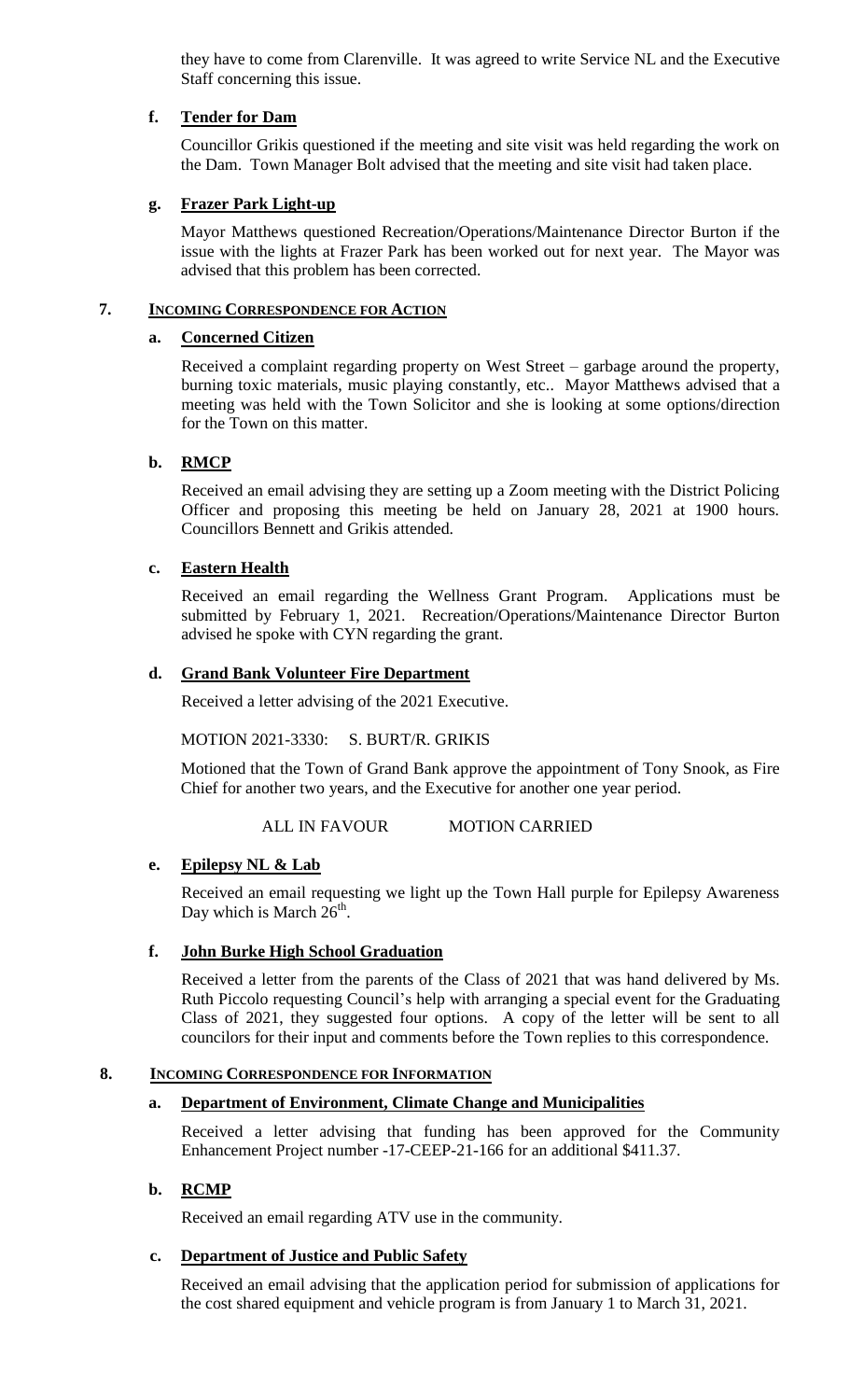they have to come from Clarenville. It was agreed to write Service NL and the Executive Staff concerning this issue.

**f. Tender for Dam**

Councillor Grikis questioned if the meeting and site visit was held regarding the work on the Dam. Town Manager Bolt advised that the meeting and site visit had taken place.

**g. Frazer Park Light-up**

Mayor Matthews questioned Recreation/Operations/Maintenance Director Burton if the issue with the lights at Frazer Park has been worked out for next year. The Mayor was advised that this problem has been corrected.

## 7. INCOMING CORRESPONDENCE FOR ACTION

**a. Concerned Citizen**

Received a complaint regarding property on West Street – garbage around the property, burning toxic materials, music playing constantly, etc.. Mayor Matthews advised that a meeting was held with the Town Solicitor and she is looking at some options/direction for the Town on this matter.

**b. RMCP**

Received an email advising they are setting up a Zoom meeting with the District Policing Officer and proposing this meeting be held on January 28, 2021 at 1900 hours. Councillors Bennett and Grikis attended.

**c. Eastern Health**

Received an email regarding the Wellness Grant Program. Applications must be submitted by February 1, 2021. Recreation/Operations/Maintenance Director Burton advised he spoke with CYN regarding the grant.

**d. Grand Bank Volunteer Fire Department**

Received a letter advising of the 2021 Executive.

MOTION 2021-3330: S. BURT/R. GRIKIS

Motioned that the Town of Grand Bank approve the appointment of Tony Snook, as Fire Chief for another two years, and the Executive for another one year period.

ALL IN FAVOUR MOTION CARRIED

**e. Epilepsy NL & Lab**

Received an email requesting we light up the Town Hall purple for Epilepsy Awareness Day which is March 26th.

**f. John Burke High School Graduation**

Received a letter from the parents of the Class of 2021 that was hand delivered by Ms. Ruth Piccolo requesting Council's help with arranging a special event for the Graduating Class of 2021, they suggested four options. A copy of the letter will be sent to all councilors for their input and comments before the Town replies to this correspondence.

## 8. INCOMING CORRESPONDENCE FOR INFORMATION

**a. Department of Environment, Climate Change and Municipalities**

Received a letter advising that funding has been approved for the Community Enhancement Project number -17-CEEP-21-166 for an additional $411.37.

**b. RCMP**

Received an email regarding ATV use in the community.

**c. Department of Justice and Public Safety**

Received an email advising that the application period for submission of applications for the cost shared equipment and vehicle program is from January 1 to March 31, 2021.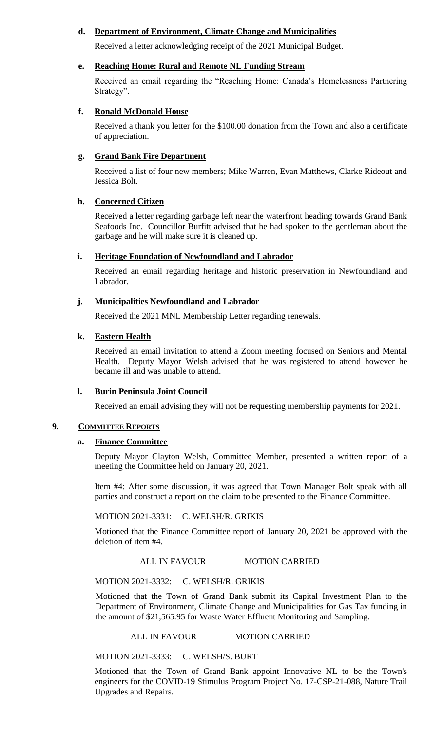**d. Department of Environment, Climate Change and Municipalities**

Received a letter acknowledging receipt of the 2021 Municipal Budget.

**e. Reaching Home: Rural and Remote NL Funding Stream**

Received an email regarding the "Reaching Home: Canada's Homelessness Partnering Strategy".

**f. Ronald McDonald House**

Received a thank you letter for the $100.00 donation from the Town and also a certificate of appreciation.

**g. Grand Bank Fire Department**

Received a list of four new members; Mike Warren, Evan Matthews, Clarke Rideout and Jessica Bolt.

**h. Concerned Citizen**

Received a letter regarding garbage left near the waterfront heading towards Grand Bank Seafoods Inc. Councillor Burfitt advised that he had spoken to the gentleman about the garbage and he will make sure it is cleaned up.

**i. Heritage Foundation of Newfoundland and Labrador**

Received an email regarding heritage and historic preservation in Newfoundland and Labrador.

**j. Municipalities Newfoundland and Labrador**

Received the 2021 MNL Membership Letter regarding renewals.

**k. Eastern Health**

Received an email invitation to attend a Zoom meeting focused on Seniors and Mental Health. Deputy Mayor Welsh advised that he was registered to attend however he became ill and was unable to attend.

**l. Burin Peninsula Joint Council**

Received an email advising they will not be requesting membership payments for 2021.

## 9. COMMITTEE REPORTS

**a. Finance Committee**

Deputy Mayor Clayton Welsh, Committee Member, presented a written report of a meeting the Committee held on January 20, 2021.

Item #4: After some discussion, it was agreed that Town Manager Bolt speak with all parties and construct a report on the claim to be presented to the Finance Committee.

MOTION 2021-3331: C. WELSH/R. GRIKIS

Motioned that the Finance Committee report of January 20, 2021 be approved with the deletion of item #4.

ALL IN FAVOUR MOTION CARRIED

MOTION 2021-3332: C. WELSH/R. GRIKIS

Motioned that the Town of Grand Bank submit its Capital Investment Plan to the Department of Environment, Climate Change and Municipalities for Gas Tax funding in the amount of $21,565.95 for Waste Water Effluent Monitoring and Sampling.

ALL IN FAVOUR MOTION CARRIED

MOTION 2021-3333: C. WELSH/S. BURT

Motioned that the Town of Grand Bank appoint Innovative NL to be the Town's engineers for the COVID-19 Stimulus Program Project No. 17-CSP-21-088, Nature Trail Upgrades and Repairs.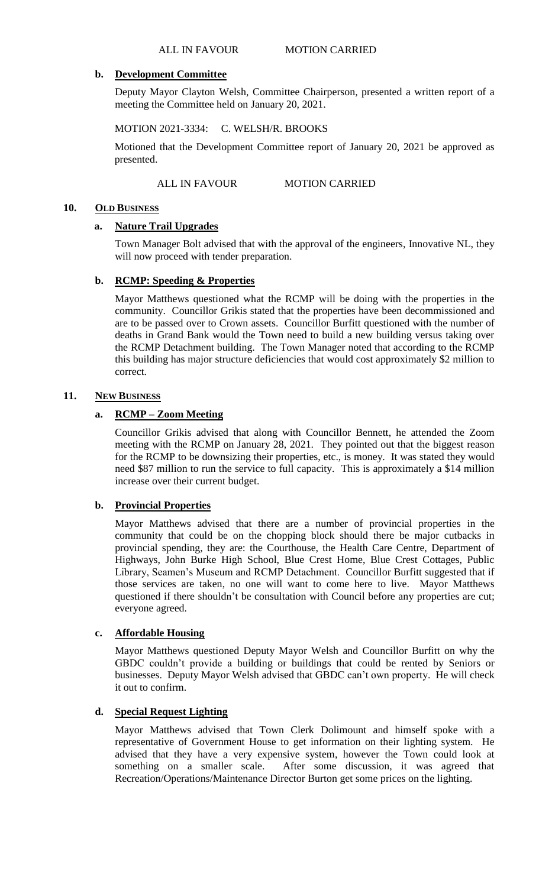ALL IN FAVOUR MOTION CARRIED

**b. Development Committee**

Deputy Mayor Clayton Welsh, Committee Chairperson, presented a written report of a meeting the Committee held on January 20, 2021.

MOTION 2021-3334: C. WELSH/R. BROOKS

Motioned that the Development Committee report of January 20, 2021 be approved as presented.

ALL IN FAVOUR MOTION CARRIED

## 10. OLD BUSINESS

**a. Nature Trail Upgrades**

Town Manager Bolt advised that with the approval of the engineers, Innovative NL, they will now proceed with tender preparation.

**b. RCMP: Speeding & Properties**

Mayor Matthews questioned what the RCMP will be doing with the properties in the community. Councillor Grikis stated that the properties have been decommissioned and are to be passed over to Crown assets. Councillor Burfitt questioned with the number of deaths in Grand Bank would the Town need to build a new building versus taking over the RCMP Detachment building. The Town Manager noted that according to the RCMP this building has major structure deficiencies that would cost approximately $2 million to correct.

## 11. NEW BUSINESS

**a. RCMP – Zoom Meeting**

Councillor Grikis advised that along with Councillor Bennett, he attended the Zoom meeting with the RCMP on January 28, 2021. They pointed out that the biggest reason for the RCMP to be downsizing their properties, etc., is money. It was stated they would need $87 million to run the service to full capacity. This is approximately a $14 million increase over their current budget.

**b. Provincial Properties**

Mayor Matthews advised that there are a number of provincial properties in the community that could be on the chopping block should there be major cutbacks in provincial spending, they are: the Courthouse, the Health Care Centre, Department of Highways, John Burke High School, Blue Crest Home, Blue Crest Cottages, Public Library, Seamen's Museum and RCMP Detachment. Councillor Burfitt suggested that if those services are taken, no one will want to come here to live. Mayor Matthews questioned if there shouldn't be consultation with Council before any properties are cut; everyone agreed.

**c. Affordable Housing**

Mayor Matthews questioned Deputy Mayor Welsh and Councillor Burfitt on why the GBDC couldn't provide a building or buildings that could be rented by Seniors or businesses. Deputy Mayor Welsh advised that GBDC can't own property. He will check it out to confirm.

**d. Special Request Lighting**

Mayor Matthews advised that Town Clerk Dolimount and himself spoke with a representative of Government House to get information on their lighting system. He advised that they have a very expensive system, however the Town could look at something on a smaller scale. After some discussion, it was agreed that Recreation/Operations/Maintenance Director Burton get some prices on the lighting.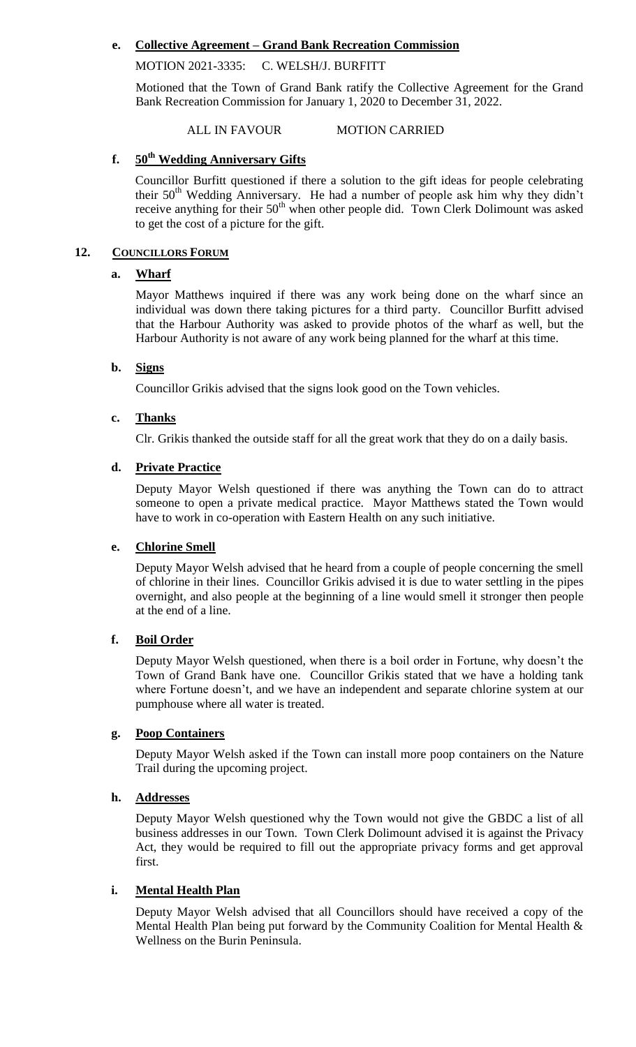**e. Collective Agreement – Grand Bank Recreation Commission**

MOTION 2021-3335: C. WELSH/J. BURFITT

Motioned that the Town of Grand Bank ratify the Collective Agreement for the Grand Bank Recreation Commission for January 1, 2020 to December 31, 2022.

ALL IN FAVOUR MOTION CARRIED

**f. 50th Wedding Anniversary Gifts**

Councillor Burfitt questioned if there a solution to the gift ideas for people celebrating their 50th Wedding Anniversary. He had a number of people ask him why they didn't receive anything for their 50th when other people did. Town Clerk Dolimount was asked to get the cost of a picture for the gift.

## 12. COUNCILLORS FORUM

**a. Wharf**

Mayor Matthews inquired if there was any work being done on the wharf since an individual was down there taking pictures for a third party. Councillor Burfitt advised that the Harbour Authority was asked to provide photos of the wharf as well, but the Harbour Authority is not aware of any work being planned for the wharf at this time.

**b. Signs**

Councillor Grikis advised that the signs look good on the Town vehicles.

**c. Thanks**

Clr. Grikis thanked the outside staff for all the great work that they do on a daily basis.

**d. Private Practice**

Deputy Mayor Welsh questioned if there was anything the Town can do to attract someone to open a private medical practice. Mayor Matthews stated the Town would have to work in co-operation with Eastern Health on any such initiative.

**e. Chlorine Smell**

Deputy Mayor Welsh advised that he heard from a couple of people concerning the smell of chlorine in their lines. Councillor Grikis advised it is due to water settling in the pipes overnight, and also people at the beginning of a line would smell it stronger then people at the end of a line.

**f. Boil Order**

Deputy Mayor Welsh questioned, when there is a boil order in Fortune, why doesn't the Town of Grand Bank have one. Councillor Grikis stated that we have a holding tank where Fortune doesn't, and we have an independent and separate chlorine system at our pumphouse where all water is treated.

**g. Poop Containers**

Deputy Mayor Welsh asked if the Town can install more poop containers on the Nature Trail during the upcoming project.

**h. Addresses**

Deputy Mayor Welsh questioned why the Town would not give the GBDC a list of all business addresses in our Town. Town Clerk Dolimount advised it is against the Privacy Act, they would be required to fill out the appropriate privacy forms and get approval first.

**i. Mental Health Plan**

Deputy Mayor Welsh advised that all Councillors should have received a copy of the Mental Health Plan being put forward by the Community Coalition for Mental Health & Wellness on the Burin Peninsula.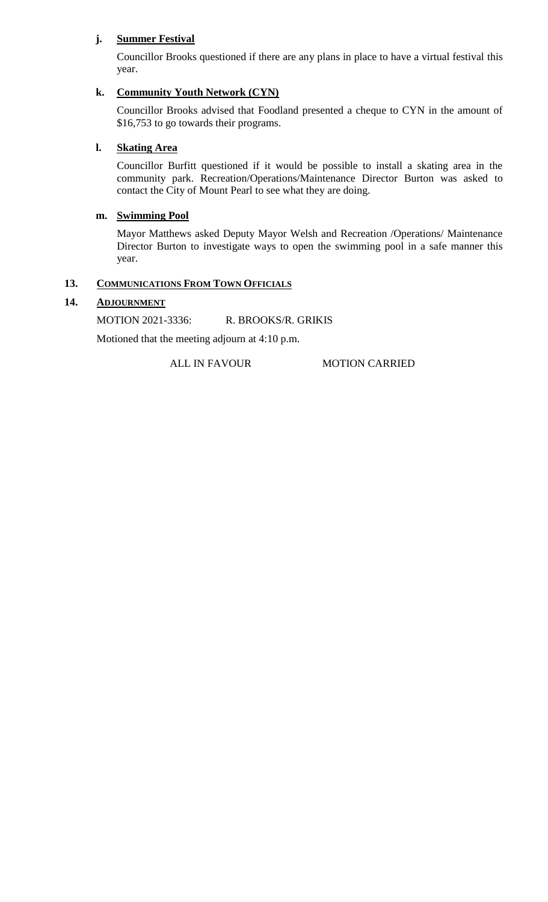**j. Summer Festival**

Councillor Brooks questioned if there are any plans in place to have a virtual festival this year.

**k. Community Youth Network (CYN)**

Councillor Brooks advised that Foodland presented a cheque to CYN in the amount of $16,753 to go towards their programs.

**l. Skating Area**

Councillor Burfitt questioned if it would be possible to install a skating area in the community park. Recreation/Operations/Maintenance Director Burton was asked to contact the City of Mount Pearl to see what they are doing.

**m. Swimming Pool**

Mayor Matthews asked Deputy Mayor Welsh and Recreation /Operations/ Maintenance Director Burton to investigate ways to open the swimming pool in a safe manner this year.

## 13. COMMUNICATIONS FROM TOWN OFFICIALS

## 14. ADJOURNMENT

MOTION 2021-3336: R. BROOKS/R. GRIKIS

Motioned that the meeting adjourn at 4:10 p.m.

ALL IN FAVOUR MOTION CARRIED